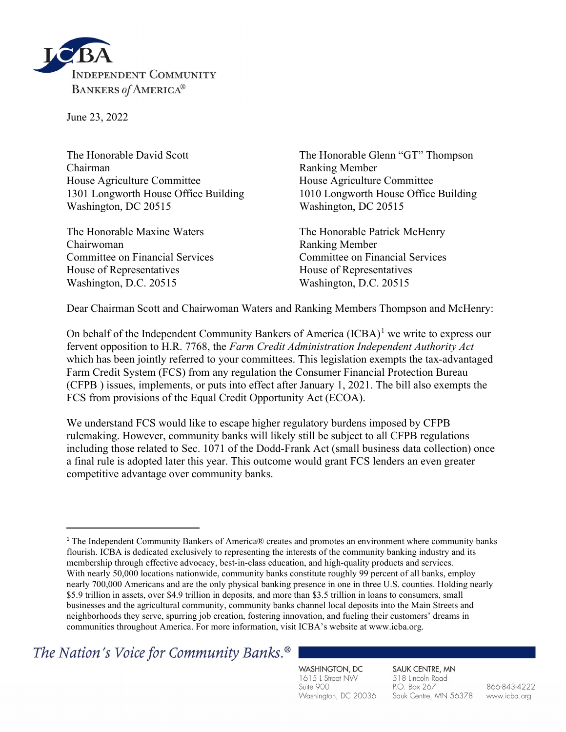**ICBA**
**INDEPENDENT COMMUNITY BANKERS *of* AMERICA®**

June 23, 2022

The Honorable David Scott
Chairman
House Agriculture Committee
1301 Longworth House Office Building
Washington, DC 20515

The Honorable Glenn "GT" Thompson
Ranking Member
House Agriculture Committee
1010 Longworth House Office Building
Washington, DC 20515

The Honorable Maxine Waters
Chairwoman
Committee on Financial Services
House of Representatives
Washington, D.C. 20515

The Honorable Patrick McHenry
Ranking Member
Committee on Financial Services
House of Representatives
Washington, D.C. 20515

Dear Chairman Scott and Chairwoman Waters and Ranking Members Thompson and McHenry:

On behalf of the Independent Community Bankers of America (ICBA)[1] we write to express our fervent opposition to H.R. 7768, the *Farm Credit Administration Independent Authority Act* which has been jointly referred to your committees. This legislation exempts the tax-advantaged Farm Credit System (FCS) from any regulation the Consumer Financial Protection Bureau (CFPB ) issues, implements, or puts into effect after January 1, 2021. The bill also exempts the FCS from provisions of the Equal Credit Opportunity Act (ECOA).

We understand FCS would like to escape higher regulatory burdens imposed by CFPB rulemaking. However, community banks will likely still be subject to all CFPB regulations including those related to Sec. 1071 of the Dodd-Frank Act (small business data collection) once a final rule is adopted later this year. This outcome would grant FCS lenders an even greater competitive advantage over community banks.

---

[1] The Independent Community Bankers of America® creates and promotes an environment where community banks flourish. ICBA is dedicated exclusively to representing the interests of the community banking industry and its membership through effective advocacy, best-in-class education, and high-quality products and services. With nearly 50,000 locations nationwide, community banks constitute roughly 99 percent of all banks, employ nearly 700,000 Americans and are the only physical banking presence in one in three U.S. counties. Holding nearly $5.9 trillion in assets, over $4.9 trillion in deposits, and more than $3.5 trillion in loans to consumers, small businesses and the agricultural community, community banks channel local deposits into the Main Streets and neighborhoods they serve, spurring job creation, fostering innovation, and fueling their customers' dreams in communities throughout America. For more information, visit ICBA's website at www.icba.org.

*The Nation's Voice for Community Banks.®*

WASHINGTON, DC
1615 L Street NW
Suite 900
Washington, DC 20036

SAUK CENTRE, MN
518 Lincoln Road
P.O. Box 267
Sauk Centre, MN 56378

866-843-4222
www.icba.org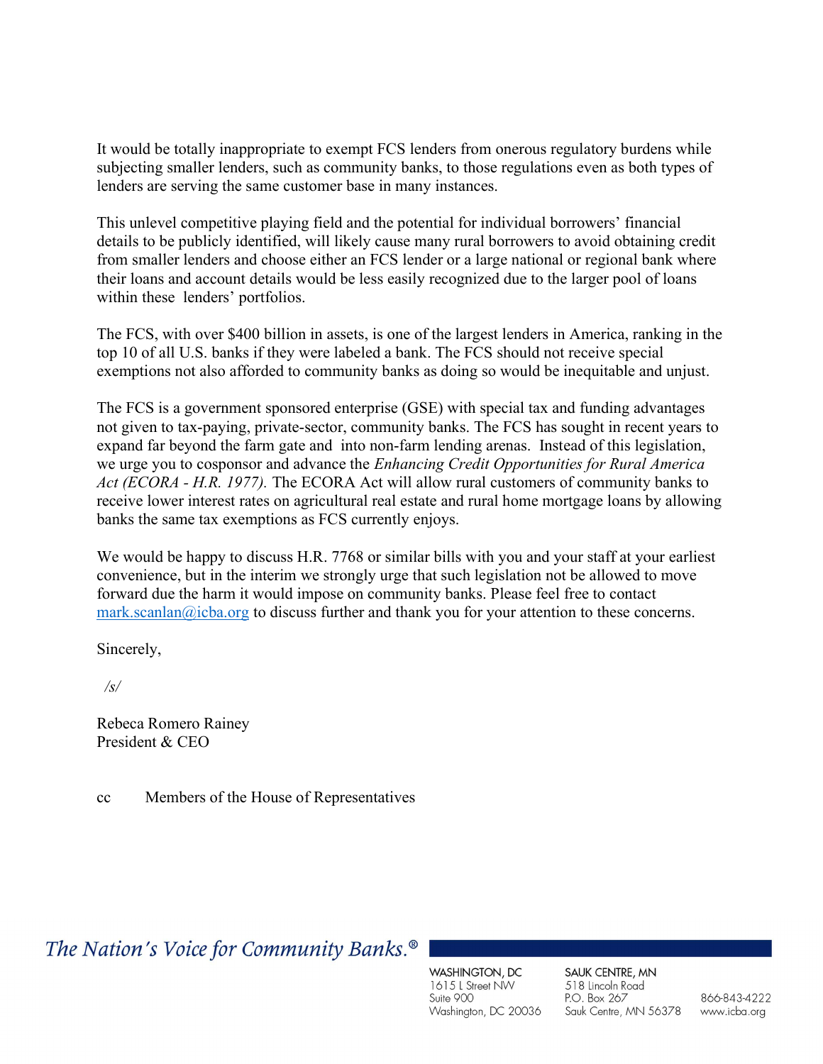It would be totally inappropriate to exempt FCS lenders from onerous regulatory burdens while subjecting smaller lenders, such as community banks, to those regulations even as both types of lenders are serving the same customer base in many instances.

This unlevel competitive playing field and the potential for individual borrowers' financial details to be publicly identified, will likely cause many rural borrowers to avoid obtaining credit from smaller lenders and choose either an FCS lender or a large national or regional bank where their loans and account details would be less easily recognized due to the larger pool of loans within these lenders' portfolios.

The FCS, with over $400 billion in assets, is one of the largest lenders in America, ranking in the top 10 of all U.S. banks if they were labeled a bank. The FCS should not receive special exemptions not also afforded to community banks as doing so would be inequitable and unjust.

The FCS is a government sponsored enterprise (GSE) with special tax and funding advantages not given to tax-paying, private-sector, community banks. The FCS has sought in recent years to expand far beyond the farm gate and into non-farm lending arenas. Instead of this legislation, we urge you to cosponsor and advance the *Enhancing Credit Opportunities for Rural America Act (ECORA - H.R. 1977).* The ECORA Act will allow rural customers of community banks to receive lower interest rates on agricultural real estate and rural home mortgage loans by allowing banks the same tax exemptions as FCS currently enjoys.

We would be happy to discuss H.R. 7768 or similar bills with you and your staff at your earliest convenience, but in the interim we strongly urge that such legislation not be allowed to move forward due the harm it would impose on community banks. Please feel free to contact mark.scanlan@icba.org to discuss further and thank you for your attention to these concerns.

Sincerely,

*/s/*

Rebeca Romero Rainey
President & CEO

cc Members of the House of Representatives

*The Nation's Voice for Community Banks.®*

WASHINGTON, DC
1615 L Street NW
Suite 900
Washington, DC 20036

SAUK CENTRE, MN
518 Lincoln Road
P.O. Box 267
Sauk Centre, MN 56378

866-843-4222
www.icba.org